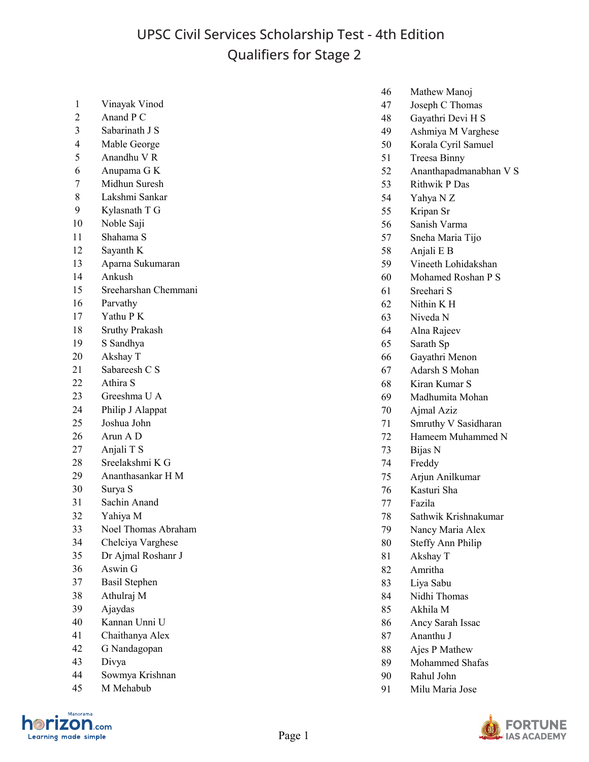# UPSC Civil Services Scholarship Test - 4th Edition
## Qualifiers for Stage 2

| No. | Name |
|---|---|
| 1 | Vinayak Vinod |
| 2 | Anand P C |
| 3 | Sabarinath J S |
| 4 | Mable George |
| 5 | Anandhu V R |
| 6 | Anupama G K |
| 7 | Midhun Suresh |
| 8 | Lakshmi Sankar |
| 9 | Kylasnath T G |
| 10 | Noble Saji |
| 11 | Shahama S |
| 12 | Sayanth K |
| 13 | Aparna Sukumaran |
| 14 | Ankush |
| 15 | Sreeharshan Chemmani |
| 16 | Parvathy |
| 17 | Yathu P K |
| 18 | Sruthy Prakash |
| 19 | S Sandhya |
| 20 | Akshay T |
| 21 | Sabareesh C S |
| 22 | Athira S |
| 23 | Greeshma U A |
| 24 | Philip J Alappat |
| 25 | Joshua John |
| 26 | Arun A D |
| 27 | Anjali T S |
| 28 | Sreelakshmi K G |
| 29 | Ananthasankar H M |
| 30 | Surya S |
| 31 | Sachin Anand |
| 32 | Yahiya M |
| 33 | Noel Thomas Abraham |
| 34 | Chelciya Varghese |
| 35 | Dr Ajmal Roshanr J |
| 36 | Aswin G |
| 37 | Basil Stephen |
| 38 | Athulraj M |
| 39 | Ajaydas |
| 40 | Kannan Unni U |
| 41 | Chaithanya Alex |
| 42 | G Nandagopan |
| 43 | Divya |
| 44 | Sowmya Krishnan |
| 45 | M Mehabub |
| 46 | Mathew Manoj |
| 47 | Joseph C Thomas |
| 48 | Gayathri Devi H S |
| 49 | Ashmiya M Varghese |
| 50 | Korala Cyril Samuel |
| 51 | Treesa Binny |
| 52 | Ananthapadmanabhan V S |
| 53 | Rithwik P Das |
| 54 | Yahya N Z |
| 55 | Kripan Sr |
| 56 | Sanish Varma |
| 57 | Sneha Maria Tijo |
| 58 | Anjali E B |
| 59 | Vineeth Lohidakshan |
| 60 | Mohamed Roshan P S |
| 61 | Sreehari S |
| 62 | Nithin K H |
| 63 | Niveda N |
| 64 | Alna Rajeev |
| 65 | Sarath Sp |
| 66 | Gayathri Menon |
| 67 | Adarsh S Mohan |
| 68 | Kiran Kumar S |
| 69 | Madhumita Mohan |
| 70 | Ajmal Aziz |
| 71 | Smruthy V Sasidharan |
| 72 | Hameem Muhammed N |
| 73 | Bijas N |
| 74 | Freddy |
| 75 | Arjun Anilkumar |
| 76 | Kasturi Sha |
| 77 | Fazila |
| 78 | Sathwik Krishnakumar |
| 79 | Nancy Maria Alex |
| 80 | Steffy Ann Philip |
| 81 | Akshay T |
| 82 | Amritha |
| 83 | Liya Sabu |
| 84 | Nidhi Thomas |
| 85 | Akhila M |
| 86 | Ancy Sarah Issac |
| 87 | Ananthu J |
| 88 | Ajes P Mathew |
| 89 | Mohammed Shafas |
| 90 | Rahul John |
| 91 | Milu Maria Jose |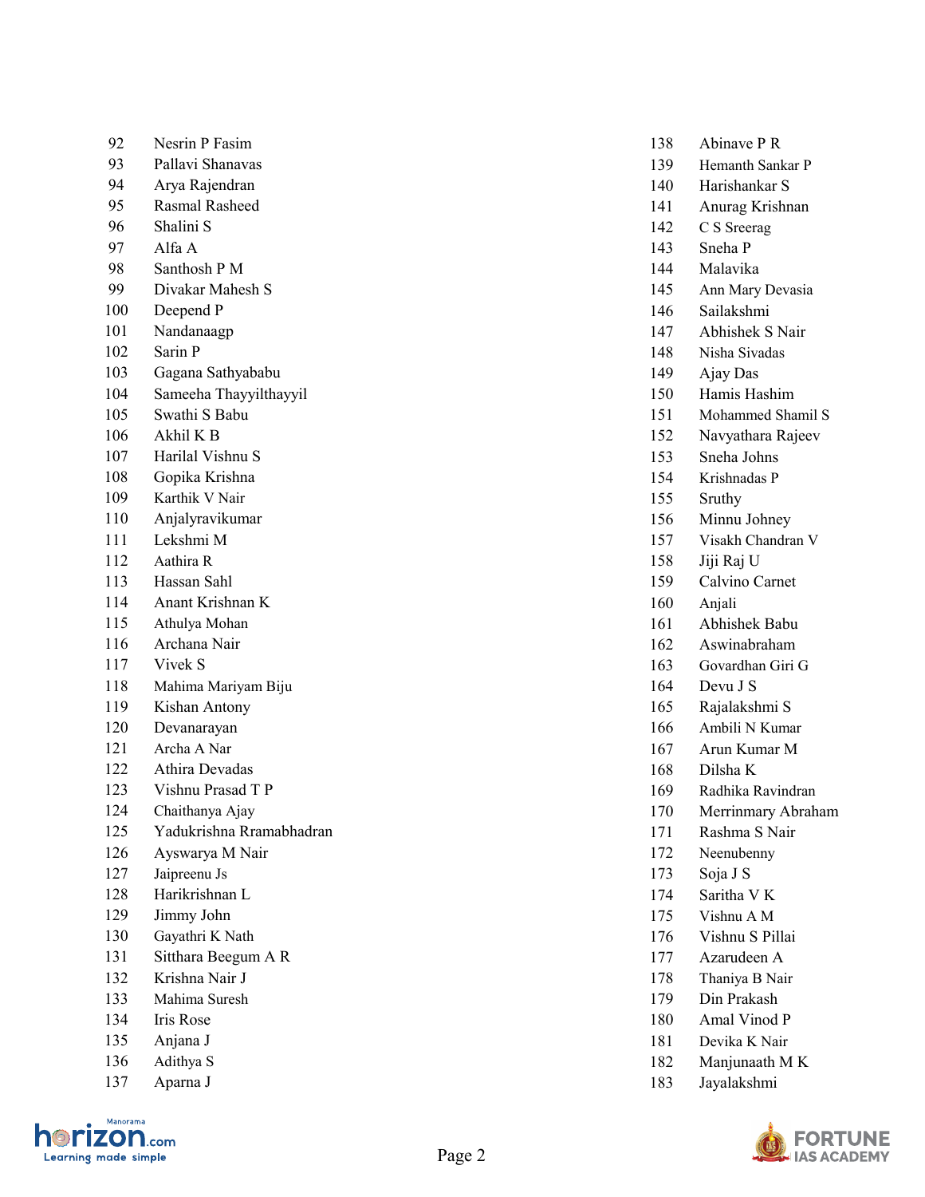| No. | Name |
|---|---|
| 92 | Nesrin P Fasim |
| 93 | Pallavi Shanavas |
| 94 | Arya Rajendran |
| 95 | Rasmal Rasheed |
| 96 | Shalini S |
| 97 | Alfa A |
| 98 | Santhosh P M |
| 99 | Divakar Mahesh S |
| 100 | Deepend P |
| 101 | Nandanaagp |
| 102 | Sarin P |
| 103 | Gagana Sathyababu |
| 104 | Sameeha Thayyilthayyil |
| 105 | Swathi S Babu |
| 106 | Akhil K B |
| 107 | Harilal Vishnu S |
| 108 | Gopika Krishna |
| 109 | Karthik V Nair |
| 110 | Anjalyravikumar |
| 111 | Lekshmi M |
| 112 | Aathira R |
| 113 | Hassan Sahl |
| 114 | Anant Krishnan K |
| 115 | Athulya Mohan |
| 116 | Archana Nair |
| 117 | Vivek S |
| 118 | Mahima Mariyam Biju |
| 119 | Kishan Antony |
| 120 | Devanarayan |
| 121 | Archa A Nar |
| 122 | Athira Devadas |
| 123 | Vishnu Prasad T P |
| 124 | Chaithanya Ajay |
| 125 | Yadukrishna Ramabhadran |
| 126 | Ayswarya M Nair |
| 127 | Jaipreenu Js |
| 128 | Harikrishnan L |
| 129 | Jimmy John |
| 130 | Gayathri K Nath |
| 131 | Sitthara Beegum A R |
| 132 | Krishna Nair J |
| 133 | Mahima Suresh |
| 134 | Iris Rose |
| 135 | Anjana J |
| 136 | Adithya S |
| 137 | Aparna J |
| 138 | Abinave P R |
| 139 | Hemanth Sankar P |
| 140 | Harishankar S |
| 141 | Anurag Krishnan |
| 142 | C S Sreerag |
| 143 | Sneha P |
| 144 | Malavika |
| 145 | Ann Mary Devasia |
| 146 | Sailakshmi |
| 147 | Abhishek S Nair |
| 148 | Nisha Sivadas |
| 149 | Ajay Das |
| 150 | Hamis Hashim |
| 151 | Mohammed Shamil S |
| 152 | Navyathara Rajeev |
| 153 | Sneha Johns |
| 154 | Krishnadas P |
| 155 | Sruthy |
| 156 | Minnu Johney |
| 157 | Visakh Chandran V |
| 158 | Jiji Raj U |
| 159 | Calvino Carnet |
| 160 | Anjali |
| 161 | Abhishek Babu |
| 162 | Aswinabraham |
| 163 | Govardhan Giri G |
| 164 | Devu J S |
| 165 | Rajalakshmi S |
| 166 | Ambili N Kumar |
| 167 | Arun Kumar M |
| 168 | Dilsha K |
| 169 | Radhika Ravindran |
| 170 | Merrinmary Abraham |
| 171 | Rashma S Nair |
| 172 | Neenubenny |
| 173 | Soja J S |
| 174 | Saritha V K |
| 175 | Vishnu A M |
| 176 | Vishnu S Pillai |
| 177 | Azarudeen A |
| 178 | Thaniya B Nair |
| 179 | Din Prakash |
| 180 | Amal Vinod P |
| 181 | Devika K Nair |
| 182 | Manjunaath M K |
| 183 | Jayalakshmi |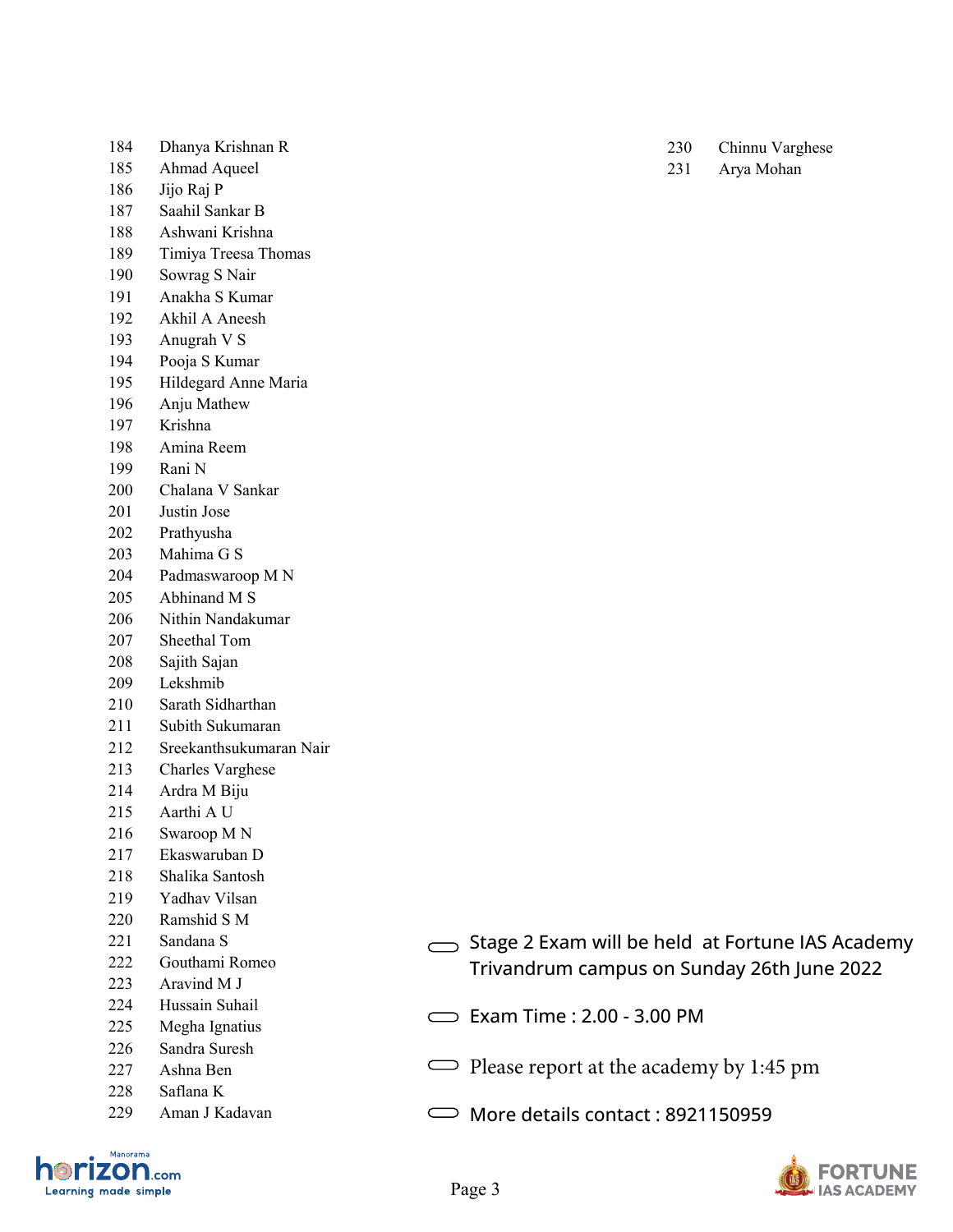| | |
|---|---|
| 184 | Dhanya Krishnan R |
| 185 | Ahmad Aqueel |
| 186 | Jijo Raj P |
| 187 | Saahil Sankar B |
| 188 | Ashwani Krishna |
| 189 | Timiya Treesa Thomas |
| 190 | Sowrag S Nair |
| 191 | Anakha S Kumar |
| 192 | Akhil A Aneesh |
| 193 | Anugrah V S |
| 194 | Pooja S Kumar |
| 195 | Hildegard Anne Maria |
| 196 | Anju Mathew |
| 197 | Krishna |
| 198 | Amina Reem |
| 199 | Rani N |
| 200 | Chalana V Sankar |
| 201 | Justin Jose |
| 202 | Prathyusha |
| 203 | Mahima G S |
| 204 | Padmaswaroop M N |
| 205 | Abhinand M S |
| 206 | Nithin Nandakumar |
| 207 | Sheethal Tom |
| 208 | Sajith Sajan |
| 209 | Lekshmib |
| 210 | Sarath Sidharthan |
| 211 | Subith Sukumaran |
| 212 | Sreekanthsukumaran Nair |
| 213 | Charles Varghese |
| 214 | Ardra M Biju |
| 215 | Aarthi A U |
| 216 | Swaroop M N |
| 217 | Ekaswaruban D |
| 218 | Shalika Santosh |
| 219 | Yadhav Vilsan |
| 220 | Ramshid S M |
| 221 | Sandana S |
| 222 | Gouthami Romeo |
| 223 | Aravind M J |
| 224 | Hussain Suhail |
| 225 | Megha Ignatius |
| 226 | Sandra Suresh |
| 227 | Ashna Ben |
| 228 | Saflana K |
| 229 | Aman J Kadavan |
| 230 | Chinnu Varghese |
| 231 | Arya Mohan |

- Stage 2 Exam will be held at Fortune IAS Academy Trivandrum campus on Sunday 26th June 2022
- Exam Time : 2.00 - 3.00 PM
- Please report at the academy by 1:45 pm
- More details contact : 8921150959